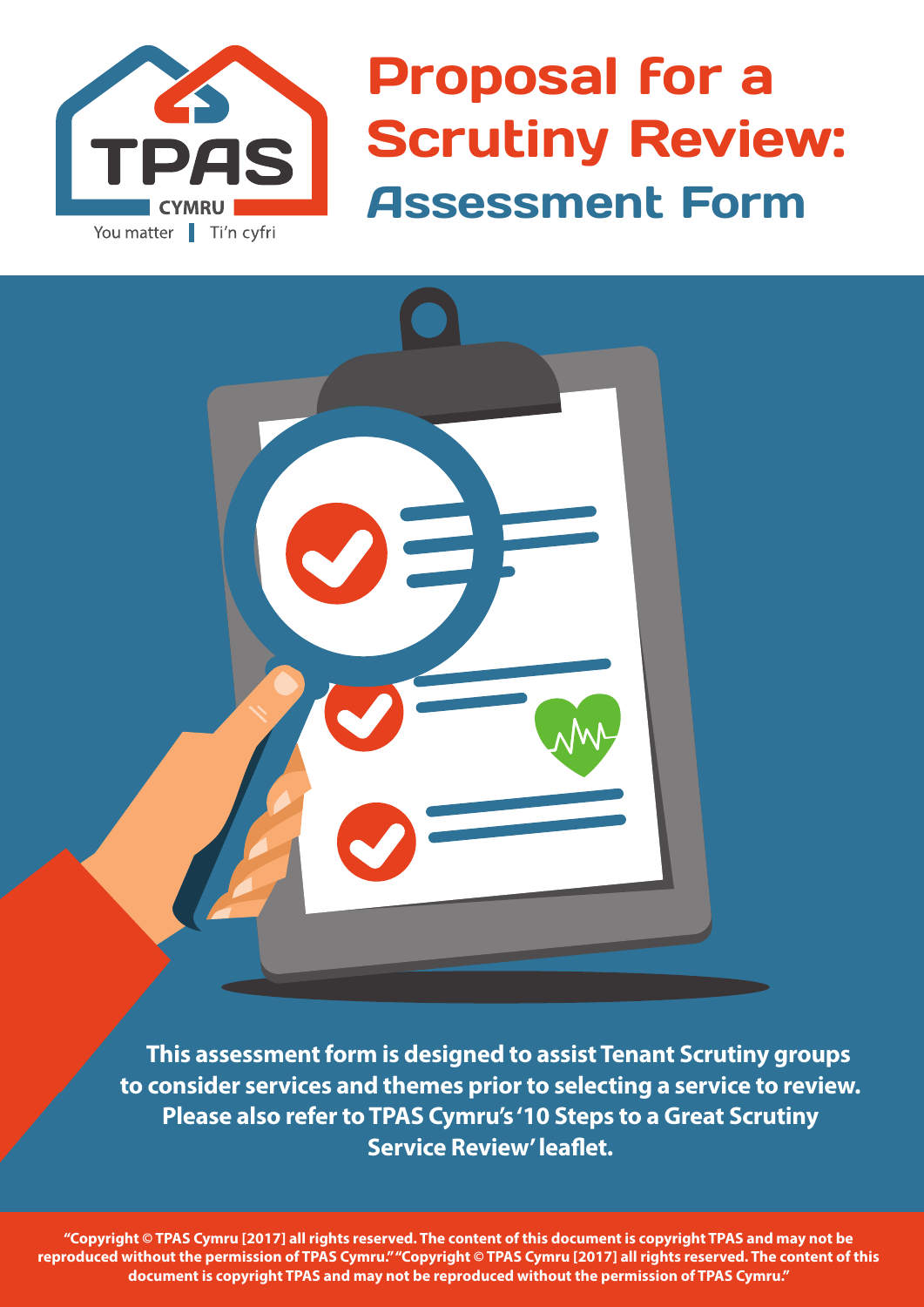TPAS CYMRU

You matter | Ti'n cyfri

# Proposal for a Scrutiny Review: Assessment Form

**This assessment form is designed to assist Tenant Scrutiny groups to consider services and themes prior to selecting a service to review. Please also refer to TPAS Cymru's '10 Steps to a Great Scrutiny Service Review' leaflet.**

**"Copyright © TPAS Cymru [2017] all rights reserved. The content of this document is copyright TPAS and may not be reproduced without the permission of TPAS Cymru." "Copyright © TPAS Cymru [2017] all rights reserved. The content of this document is copyright TPAS and may not be reproduced without the permission of TPAS Cymru."**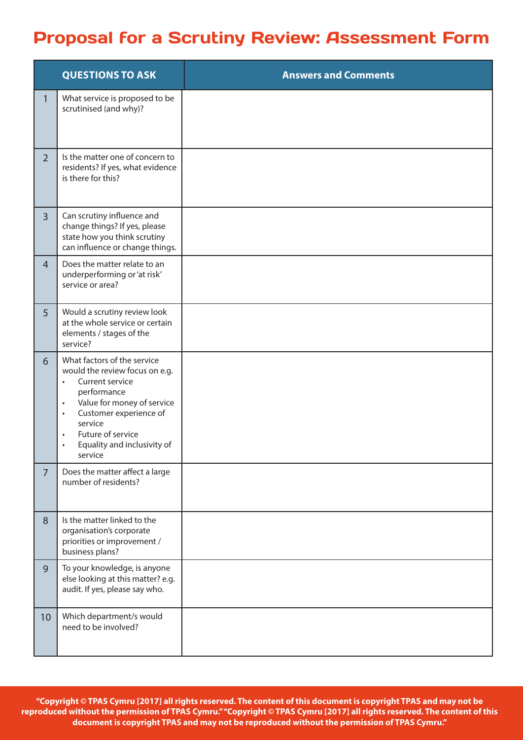# Proposal for a Scrutiny Review: Assessment Form

| | QUESTIONS TO ASK | Answers and Comments |
|---|---|---|
| 1 | What service is proposed to be scrutinised (and why)? | |
| 2 | Is the matter one of concern to residents? If yes, what evidence is there for this? | |
| 3 | Can scrutiny influence and change things? If yes, please state how you think scrutiny can influence or change things. | |
| 4 | Does the matter relate to an underperforming or 'at risk' service or area? | |
| 5 | Would a scrutiny review look at the whole service or certain elements / stages of the service? | |
| 6 | What factors of the service would the review focus on e.g.<br>• Current service performance<br>• Value for money of service<br>• Customer experience of service<br>• Future of service<br>• Equality and inclusivity of service | |
| 7 | Does the matter affect a large number of residents? | |
| 8 | Is the matter linked to the organisation's corporate priorities or improvement / business plans? | |
| 9 | To your knowledge, is anyone else looking at this matter? e.g. audit. If yes, please say who. | |
| 10 | Which department/s would need to be involved? | |

**"Copyright © TPAS Cymru [2017] all rights reserved. The content of this document is copyright TPAS and may not be reproduced without the permission of TPAS Cymru." "Copyright © TPAS Cymru [2017] all rights reserved. The content of this document is copyright TPAS and may not be reproduced without the permission of TPAS Cymru."**